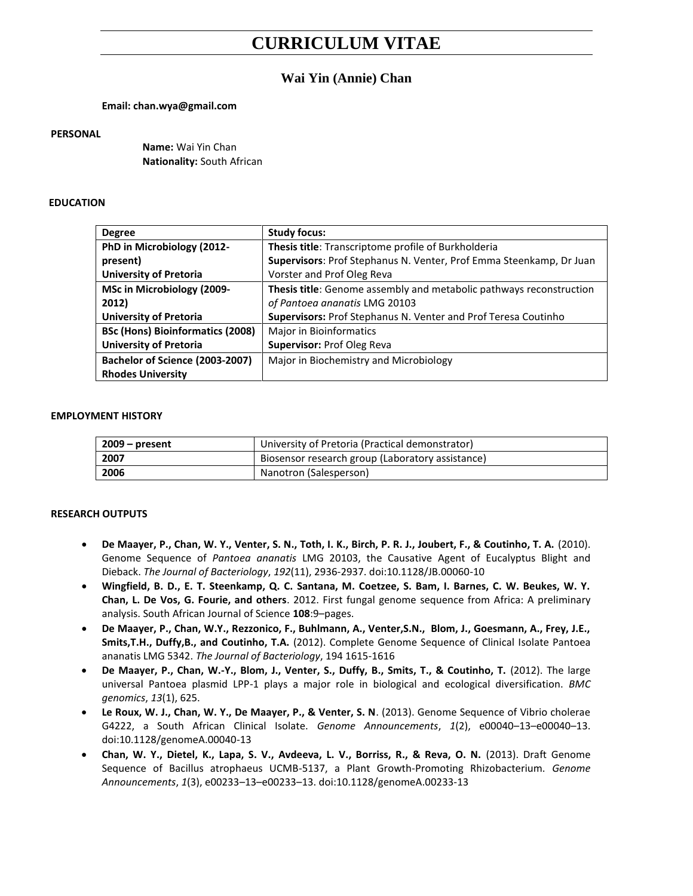# CURRICULUM VITAE

## Wai Yin (Annie) Chan

**Email: chan.wya@gmail.com**

### PERSONAL

**Name:** Wai Yin Chan
**Nationality:** South African

### EDUCATION

| **Degree** | **Study focus:** |
|---|---|
| **PhD in Microbiology (2012-present)**<br>**University of Pretoria** | **Thesis title**: Transcriptome profile of Burkholderia<br>**Supervisors**: Prof Stephanus N. Venter, Prof Emma Steenkamp, Dr Juan Vorster and Prof Oleg Reva |
| **MSc in Microbiology (2009-2012)**<br>**University of Pretoria** | **Thesis title**: Genome assembly and metabolic pathways reconstruction *of Pantoea ananatis* LMG 20103<br>**Supervisors:** Prof Stephanus N. Venter and Prof Teresa Coutinho |
| **BSc (Hons) Bioinformatics (2008)**<br>**University of Pretoria** | Major in Bioinformatics<br>**Supervisor:** Prof Oleg Reva |
| **Bachelor of Science (2003-2007)**<br>**Rhodes University** | Major in Biochemistry and Microbiology |

### EMPLOYMENT HISTORY

| **2009 – present** | University of Pretoria (Practical demonstrator) |
|---|---|
| **2007** | Biosensor research group (Laboratory assistance) |
| **2006** | Nanotron (Salesperson) |

### RESEARCH OUTPUTS

- **De Maayer, P., Chan, W. Y., Venter, S. N., Toth, I. K., Birch, P. R. J., Joubert, F., & Coutinho, T. A.** (2010). Genome Sequence of *Pantoea ananatis* LMG 20103, the Causative Agent of Eucalyptus Blight and Dieback. *The Journal of Bacteriology*, *192*(11), 2936-2937. doi:10.1128/JB.00060-10
- **Wingfield, B. D., E. T. Steenkamp, Q. C. Santana, M. Coetzee, S. Bam, I. Barnes, C. W. Beukes, W. Y. Chan, L. De Vos, G. Fourie, and others**. 2012. First fungal genome sequence from Africa: A preliminary analysis. South African Journal of Science **108**:9–pages.
- **De Maayer, P., Chan, W.Y., Rezzonico, F., Buhlmann, A., Venter,S.N., Blom, J., Goesmann, A., Frey, J.E., Smits,T.H., Duffy,B., and Coutinho, T.A.** (2012). Complete Genome Sequence of Clinical Isolate Pantoea ananatis LMG 5342. *The Journal of Bacteriology*, 194 1615-1616
- **De Maayer, P., Chan, W.-Y., Blom, J., Venter, S., Duffy, B., Smits, T., & Coutinho, T.** (2012). The large universal Pantoea plasmid LPP-1 plays a major role in biological and ecological diversification. *BMC genomics*, *13*(1), 625.
- **Le Roux, W. J., Chan, W. Y., De Maayer, P., & Venter, S. N**. (2013). Genome Sequence of Vibrio cholerae G4222, a South African Clinical Isolate. *Genome Announcements*, *1*(2), e00040–13–e00040–13. doi:10.1128/genomeA.00040-13
- **Chan, W. Y., Dietel, K., Lapa, S. V., Avdeeva, L. V., Borriss, R., & Reva, O. N.** (2013). Draft Genome Sequence of Bacillus atrophaeus UCMB-5137, a Plant Growth-Promoting Rhizobacterium. *Genome Announcements*, *1*(3), e00233–13–e00233–13. doi:10.1128/genomeA.00233-13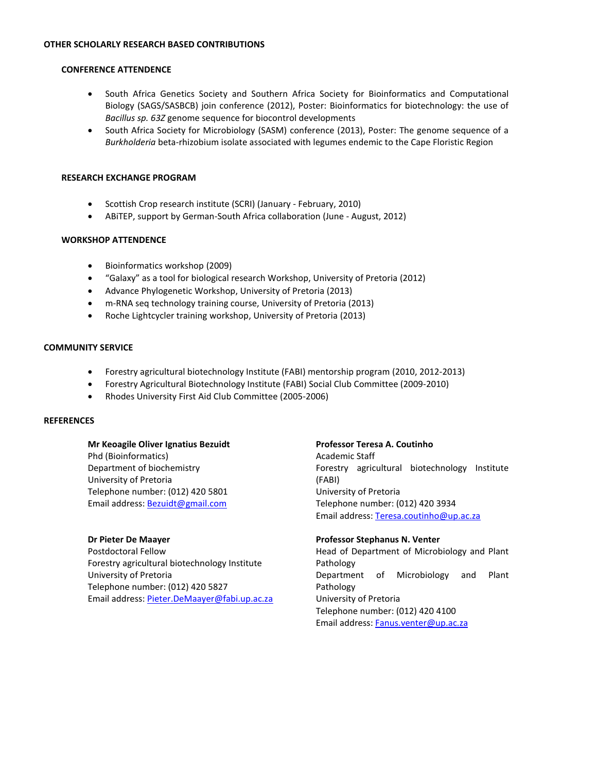## OTHER SCHOLARLY RESEARCH BASED CONTRIBUTIONS

### CONFERENCE ATTENDENCE

- South Africa Genetics Society and Southern Africa Society for Bioinformatics and Computational Biology (SAGS/SASBCB) join conference (2012), Poster: Bioinformatics for biotechnology: the use of *Bacillus sp. 63Z* genome sequence for biocontrol developments
- South Africa Society for Microbiology (SASM) conference (2013), Poster: The genome sequence of a *Burkholderia* beta-rhizobium isolate associated with legumes endemic to the Cape Floristic Region

### RESEARCH EXCHANGE PROGRAM

- Scottish Crop research institute (SCRI) (January - February, 2010)
- ABiTEP, support by German-South Africa collaboration (June - August, 2012)

### WORKSHOP ATTENDENCE

- Bioinformatics workshop (2009)
- "Galaxy" as a tool for biological research Workshop, University of Pretoria (2012)
- Advance Phylogenetic Workshop, University of Pretoria (2013)
- m-RNA seq technology training course, University of Pretoria (2013)
- Roche Lightcycler training workshop, University of Pretoria (2013)

## COMMUNITY SERVICE

- Forestry agricultural biotechnology Institute (FABI) mentorship program (2010, 2012-2013)
- Forestry Agricultural Biotechnology Institute (FABI) Social Club Committee (2009-2010)
- Rhodes University First Aid Club Committee (2005-2006)

## REFERENCES

**Mr Keoagile Oliver Ignatius Bezuidt**
Phd (Bioinformatics)
Department of biochemistry
University of Pretoria
Telephone number: (012) 420 5801
Email address: Bezuidt@gmail.com

**Dr Pieter De Maayer**
Postdoctoral Fellow
Forestry agricultural biotechnology Institute
University of Pretoria
Telephone number: (012) 420 5827
Email address: Pieter.DeMaayer@fabi.up.ac.za

**Professor Teresa A. Coutinho**
Academic Staff
Forestry agricultural biotechnology Institute (FABI)
University of Pretoria
Telephone number: (012) 420 3934
Email address: Teresa.coutinho@up.ac.za

**Professor Stephanus N. Venter**
Head of Department of Microbiology and Plant Pathology
Department of Microbiology and Plant Pathology
University of Pretoria
Telephone number: (012) 420 4100
Email address: Fanus.venter@up.ac.za